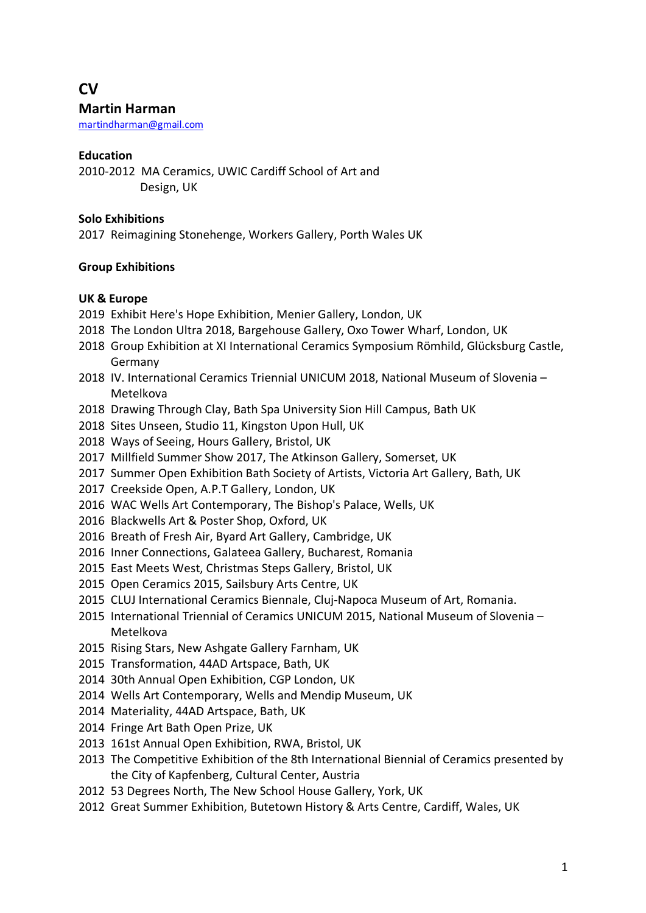# CV

## Martin Harman

martindharman@gmail.com

### Education

2010-2012 MA Ceramics, UWIC Cardiff School of Art and Design, UK

### Solo Exhibitions

2017 Reimagining Stonehenge, Workers Gallery, Porth Wales UK

### Group Exhibitions

#### UK & Europe

- 2019 Exhibit Here's Hope Exhibition, Menier Gallery, London, UK
- 2018 The London Ultra 2018, Bargehouse Gallery, Oxo Tower Wharf, London, UK
- 2018 Group Exhibition at XI International Ceramics Symposium Römhild, Glücksburg Castle, Germany
- 2018 IV. International Ceramics Triennial UNICUM 2018, National Museum of Slovenia – Metelkova
- 2018 Drawing Through Clay, Bath Spa University Sion Hill Campus, Bath UK
- 2018 Sites Unseen, Studio 11, Kingston Upon Hull, UK
- 2018 Ways of Seeing, Hours Gallery, Bristol, UK
- 2017 Millfield Summer Show 2017, The Atkinson Gallery, Somerset, UK
- 2017 Summer Open Exhibition Bath Society of Artists, Victoria Art Gallery, Bath, UK
- 2017 Creekside Open, A.P.T Gallery, London, UK
- 2016 WAC Wells Art Contemporary, The Bishop's Palace, Wells, UK
- 2016 Blackwells Art & Poster Shop, Oxford, UK
- 2016 Breath of Fresh Air, Byard Art Gallery, Cambridge, UK
- 2016 Inner Connections, Galateea Gallery, Bucharest, Romania
- 2015 East Meets West, Christmas Steps Gallery, Bristol, UK
- 2015 Open Ceramics 2015, Sailsbury Arts Centre, UK
- 2015 CLUJ International Ceramics Biennale, Cluj-Napoca Museum of Art, Romania.
- 2015 International Triennial of Ceramics UNICUM 2015, National Museum of Slovenia – Metelkova
- 2015 Rising Stars, New Ashgate Gallery Farnham, UK
- 2015 Transformation, 44AD Artspace, Bath, UK
- 2014 30th Annual Open Exhibition, CGP London, UK
- 2014 Wells Art Contemporary, Wells and Mendip Museum, UK
- 2014 Materiality, 44AD Artspace, Bath, UK
- 2014 Fringe Art Bath Open Prize, UK
- 2013 161st Annual Open Exhibition, RWA, Bristol, UK
- 2013 The Competitive Exhibition of the 8th International Biennial of Ceramics presented by the City of Kapfenberg, Cultural Center, Austria
- 2012 53 Degrees North, The New School House Gallery, York, UK
- 2012 Great Summer Exhibition, Butetown History & Arts Centre, Cardiff, Wales, UK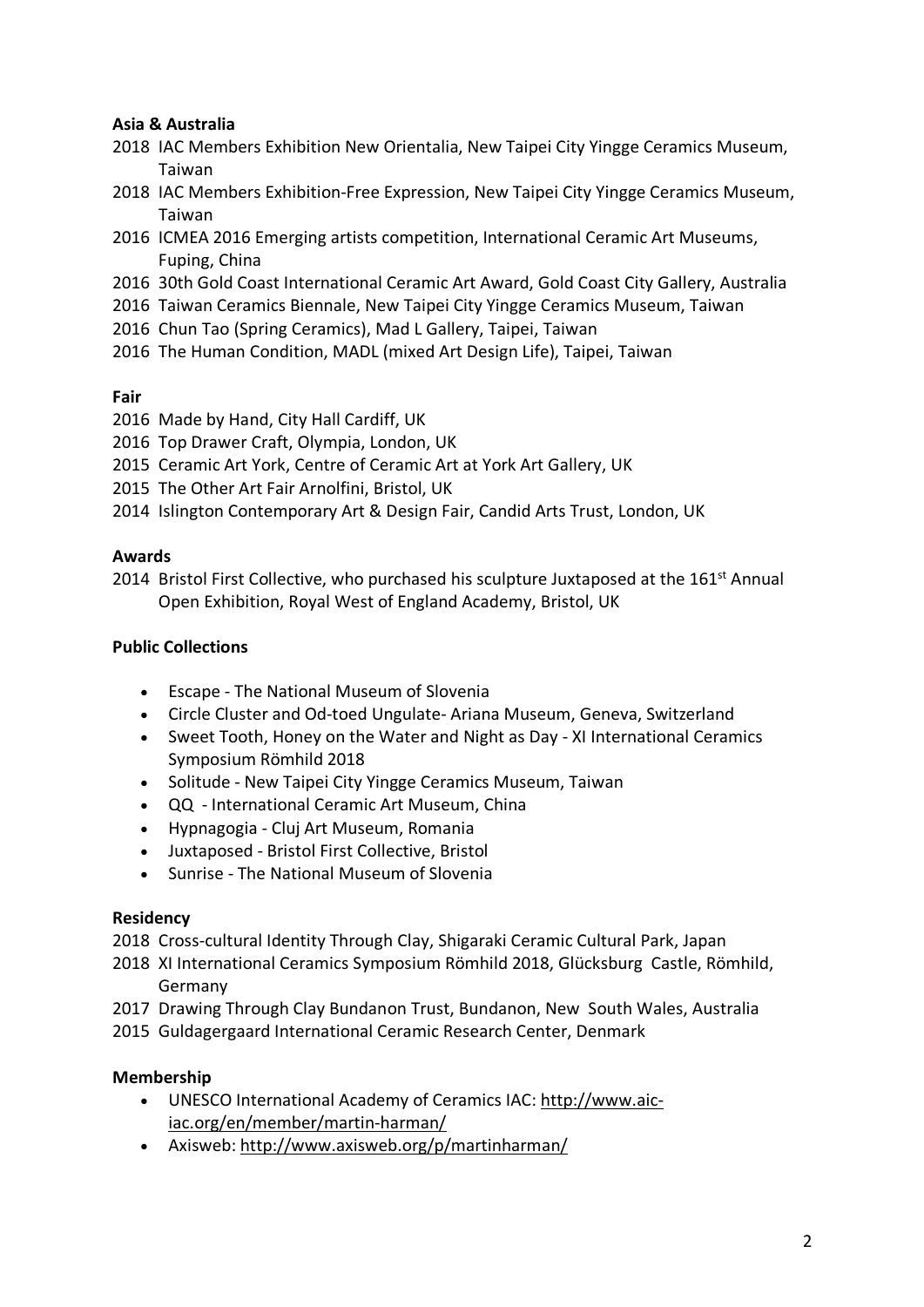**Asia & Australia**

2018 IAC Members Exhibition New Orientalia, New Taipei City Yingge Ceramics Museum, Taiwan
2018 IAC Members Exhibition-Free Expression, New Taipei City Yingge Ceramics Museum, Taiwan
2016 ICMEA 2016 Emerging artists competition, International Ceramic Art Museums, Fuping, China
2016 30th Gold Coast International Ceramic Art Award, Gold Coast City Gallery, Australia
2016 Taiwan Ceramics Biennale, New Taipei City Yingge Ceramics Museum, Taiwan
2016 Chun Tao (Spring Ceramics), Mad L Gallery, Taipei, Taiwan
2016 The Human Condition, MADL (mixed Art Design Life), Taipei, Taiwan

**Fair**

2016 Made by Hand, City Hall Cardiff, UK
2016 Top Drawer Craft, Olympia, London, UK
2015 Ceramic Art York, Centre of Ceramic Art at York Art Gallery, UK
2015 The Other Art Fair Arnolfini, Bristol, UK
2014 Islington Contemporary Art & Design Fair, Candid Arts Trust, London, UK

**Awards**

2014 Bristol First Collective, who purchased his sculpture Juxtaposed at the 161st Annual Open Exhibition, Royal West of England Academy, Bristol, UK

**Public Collections**

- Escape - The National Museum of Slovenia
- Circle Cluster and Od-toed Ungulate- Ariana Museum, Geneva, Switzerland
- Sweet Tooth, Honey on the Water and Night as Day - XI International Ceramics Symposium Römhild 2018
- Solitude - New Taipei City Yingge Ceramics Museum, Taiwan
- QQ - International Ceramic Art Museum, China
- Hypnagogia - Cluj Art Museum, Romania
- Juxtaposed - Bristol First Collective, Bristol
- Sunrise - The National Museum of Slovenia

**Residency**

2018 Cross-cultural Identity Through Clay, Shigaraki Ceramic Cultural Park, Japan
2018 XI International Ceramics Symposium Römhild 2018, Glücksburg Castle, Römhild, Germany
2017 Drawing Through Clay Bundanon Trust, Bundanon, New South Wales, Australia
2015 Guldagergaard International Ceramic Research Center, Denmark

**Membership**

- UNESCO International Academy of Ceramics IAC: http://www.aic-iac.org/en/member/martin-harman/
- Axisweb: http://www.axisweb.org/p/martinharman/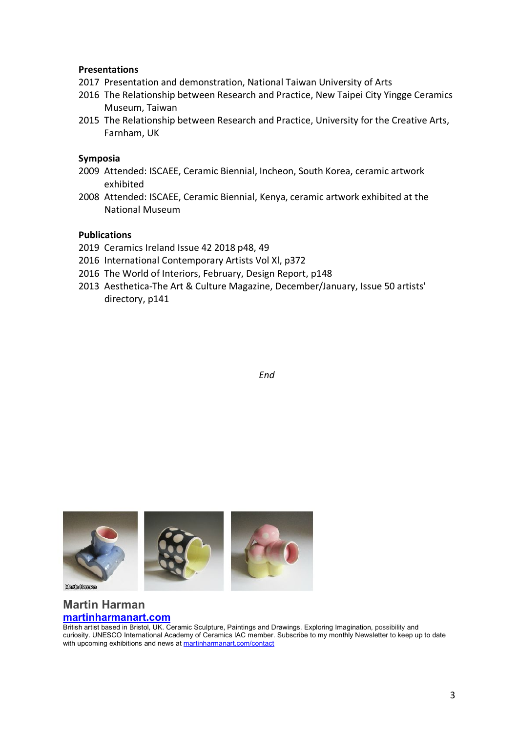**Presentations**

2017 Presentation and demonstration, National Taiwan University of Arts

2016 The Relationship between Research and Practice, New Taipei City Yingge Ceramics Museum, Taiwan

2015 The Relationship between Research and Practice, University for the Creative Arts, Farnham, UK

**Symposia**

2009 Attended: ISCAEE, Ceramic Biennial, Incheon, South Korea, ceramic artwork exhibited

2008 Attended: ISCAEE, Ceramic Biennial, Kenya, ceramic artwork exhibited at the National Museum

**Publications**

2019 Ceramics Ireland Issue 42 2018 p48, 49

2016 International Contemporary Artists Vol XI, p372

2016 The World of Interiors, February, Design Report, p148

2013 Aesthetica-The Art & Culture Magazine, December/January, Issue 50 artists' directory, p141

*End*

**Martin Harman**

martinharmanart.com

British artist based in Bristol, UK. Ceramic Sculpture, Paintings and Drawings. Exploring Imagination, possibility and curiosity. UNESCO International Academy of Ceramics IAC member. Subscribe to my monthly Newsletter to keep up to date with upcoming exhibitions and news at martinharmanart.com/contact